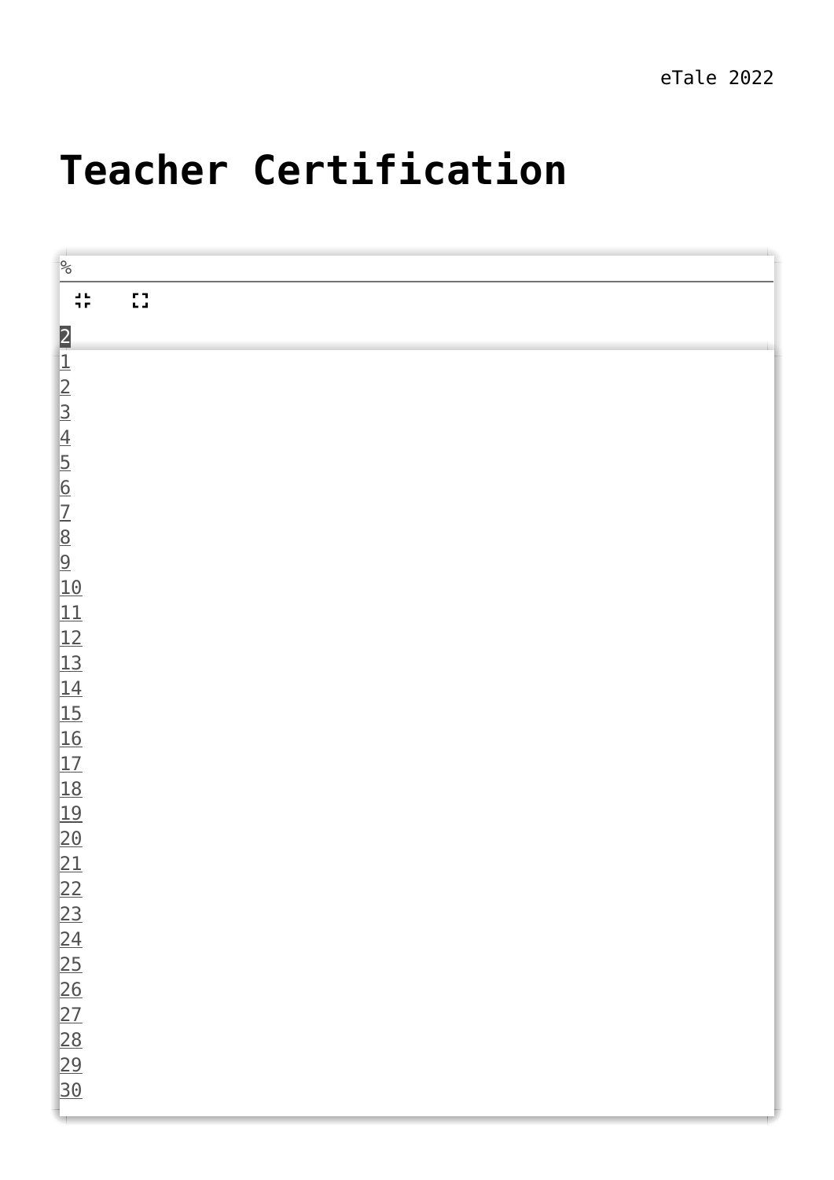eTale 2022

# Teacher Certification

%

2

1
2
3
4
5
6
7
8
9
10
11
12
13
14
15
16
17
18
19
20
21
22
23
24
25
26
27
28
29
30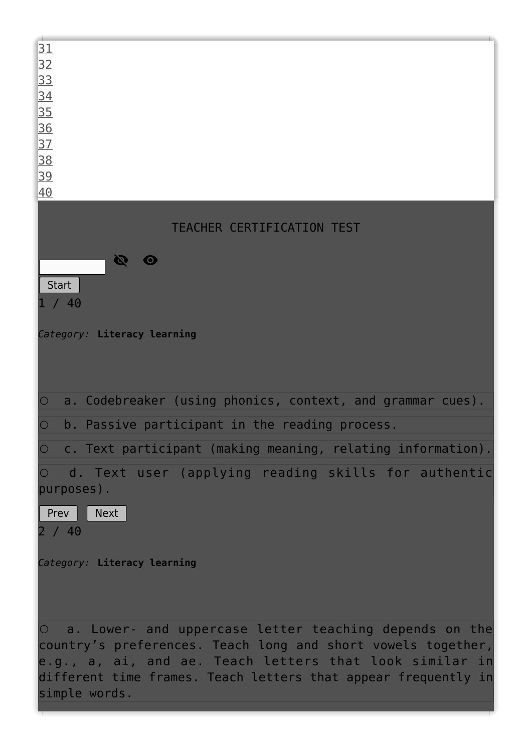31
32
33
34
35
36
37
38
39
40

TEACHER CERTIFICATION TEST

Start

1 / 40

*Category:* **Literacy learning**

○ a. Codebreaker (using phonics, context, and grammar cues).

○ b. Passive participant in the reading process.

○ c. Text participant (making meaning, relating information).

○ d. Text user (applying reading skills for authentic purposes).

Prev Next

2 / 40

*Category:* **Literacy learning**

○ a. Lower- and uppercase letter teaching depends on the country's preferences. Teach long and short vowels together, e.g., a, ai, and ae. Teach letters that look similar in different time frames. Teach letters that appear frequently in simple words.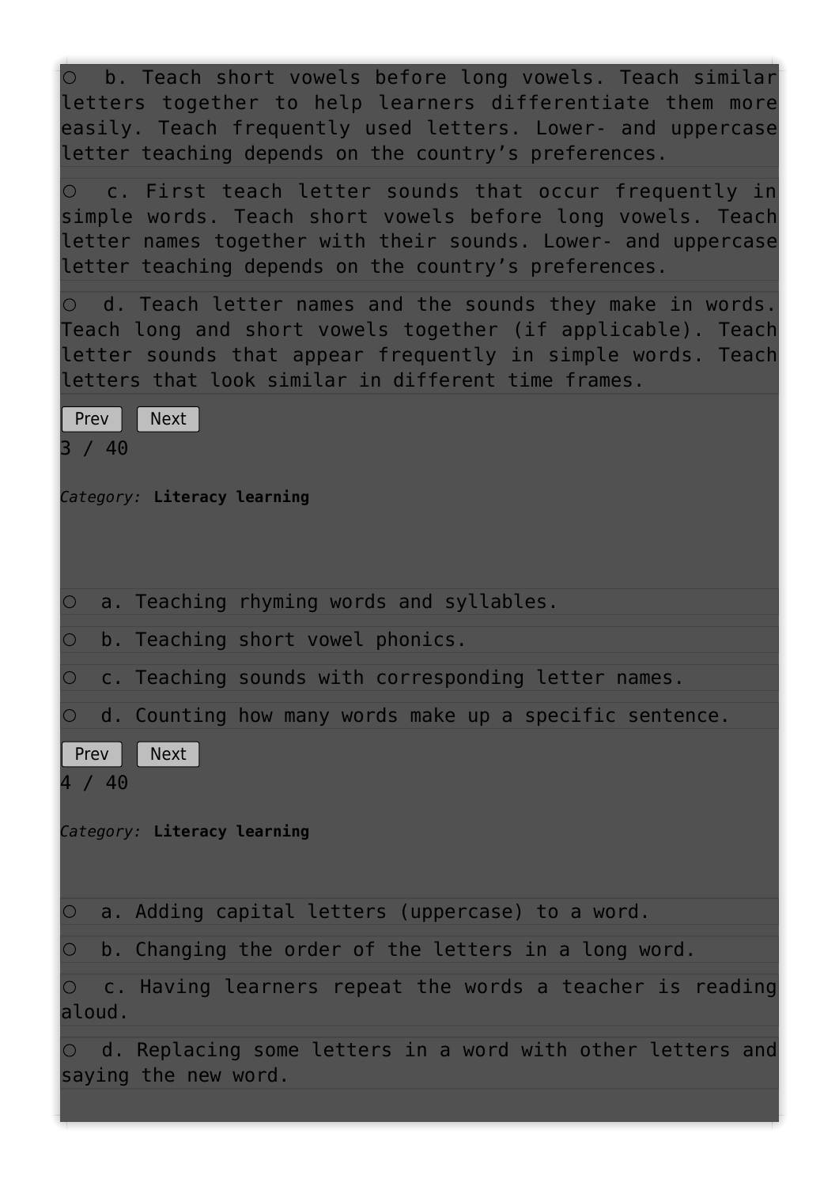○ b. Teach short vowels before long vowels. Teach similar letters together to help learners differentiate them more easily. Teach frequently used letters. Lower- and uppercase letter teaching depends on the country's preferences.

○ c. First teach letter sounds that occur frequently in simple words. Teach short vowels before long vowels. Teach letter names together with their sounds. Lower- and uppercase letter teaching depends on the country's preferences.

○ d. Teach letter names and the sounds they make in words. Teach long and short vowels together (if applicable). Teach letter sounds that appear frequently in simple words. Teach letters that look similar in different time frames.

Prev Next

3 / 40

*Category:* **Literacy learning**

○ a. Teaching rhyming words and syllables.

○ b. Teaching short vowel phonics.

○ c. Teaching sounds with corresponding letter names.

○ d. Counting how many words make up a specific sentence.

Prev Next

4 / 40

*Category:* **Literacy learning**

○ a. Adding capital letters (uppercase) to a word.

○ b. Changing the order of the letters in a long word.

○ c. Having learners repeat the words a teacher is reading aloud.

○ d. Replacing some letters in a word with other letters and saying the new word.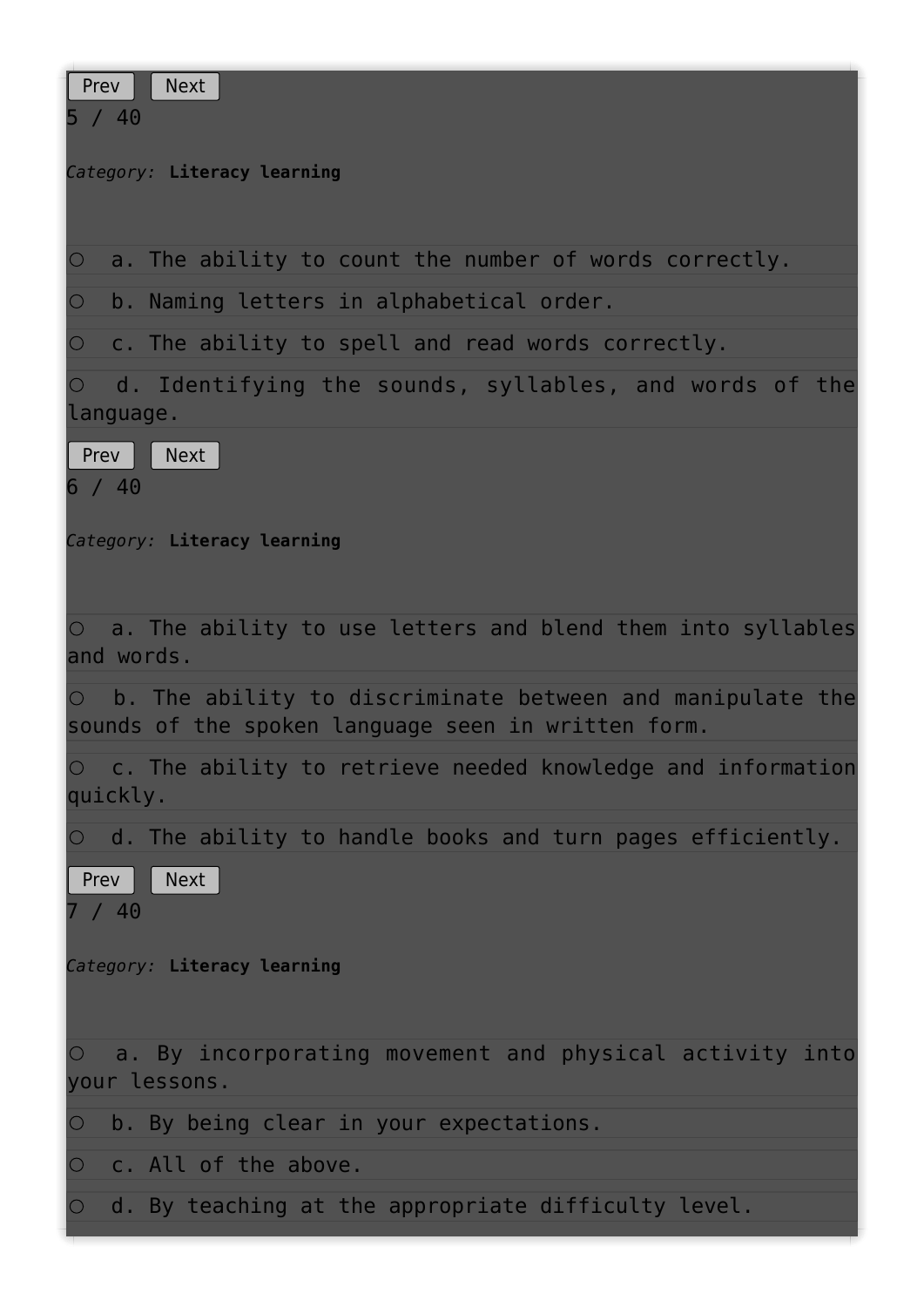Prev Next

5 / 40

*Category:* **Literacy learning**

- ○ a. The ability to count the number of words correctly.
- ○ b. Naming letters in alphabetical order.
- ○ c. The ability to spell and read words correctly.
- ○ d. Identifying the sounds, syllables, and words of the language.

Prev Next

6 / 40

*Category:* **Literacy learning**

- ○ a. The ability to use letters and blend them into syllables and words.
- ○ b. The ability to discriminate between and manipulate the sounds of the spoken language seen in written form.
- ○ c. The ability to retrieve needed knowledge and information quickly.
- ○ d. The ability to handle books and turn pages efficiently.

Prev Next

7 / 40

*Category:* **Literacy learning**

- ○ a. By incorporating movement and physical activity into your lessons.
- ○ b. By being clear in your expectations.
- ○ c. All of the above.
- ○ d. By teaching at the appropriate difficulty level.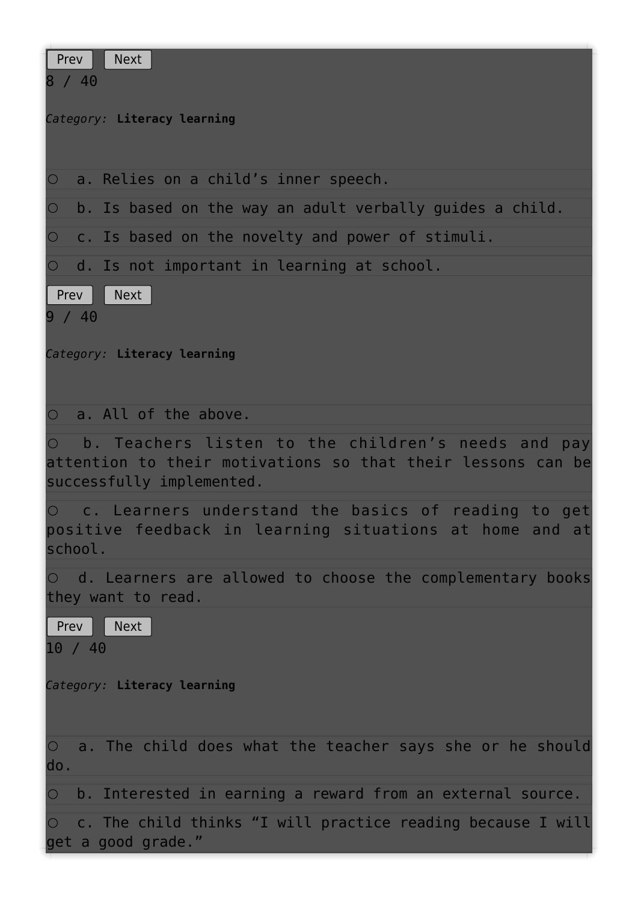Prev Next

8 / 40

*Category:* **Literacy learning**

- ○ a. Relies on a child's inner speech.
- ○ b. Is based on the way an adult verbally guides a child.
- ○ c. Is based on the novelty and power of stimuli.
- ○ d. Is not important in learning at school.

Prev Next

9 / 40

*Category:* **Literacy learning**

- ○ a. All of the above.
- ○ b. Teachers listen to the children's needs and pay attention to their motivations so that their lessons can be successfully implemented.
- ○ c. Learners understand the basics of reading to get positive feedback in learning situations at home and at school.
- ○ d. Learners are allowed to choose the complementary books they want to read.

Prev Next

10 / 40

*Category:* **Literacy learning**

- ○ a. The child does what the teacher says she or he should do.
- ○ b. Interested in earning a reward from an external source.
- ○ c. The child thinks "I will practice reading because I will get a good grade."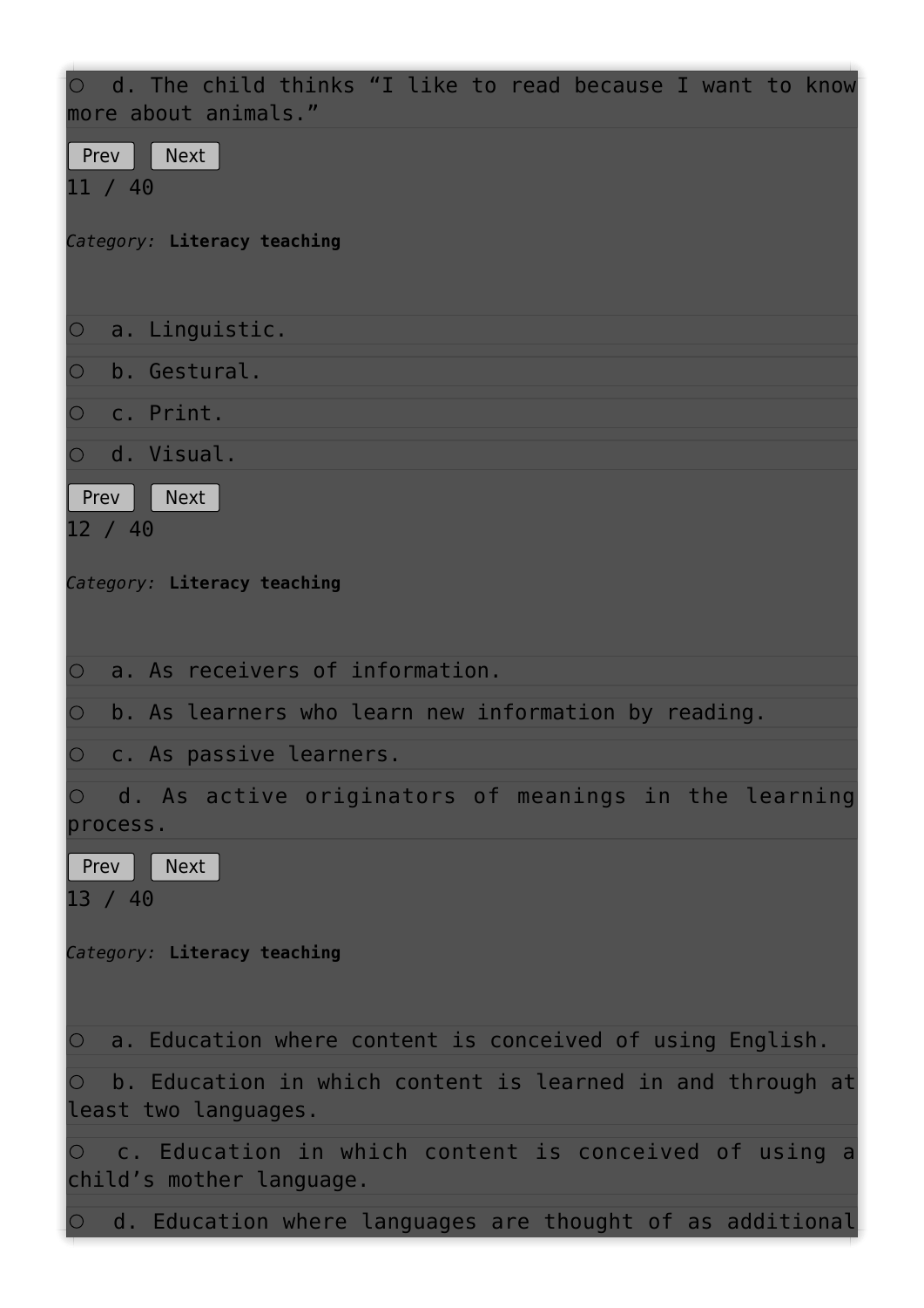○ d. The child thinks “I like to read because I want to know more about animals.”

Prev Next

11 / 40

*Category:* **Literacy teaching**

○ a. Linguistic.

○ b. Gestural.

○ c. Print.

○ d. Visual.

Prev Next

12 / 40

*Category:* **Literacy teaching**

○ a. As receivers of information.

○ b. As learners who learn new information by reading.

○ c. As passive learners.

○ d. As active originators of meanings in the learning process.

Prev Next

13 / 40

*Category:* **Literacy teaching**

○ a. Education where content is conceived of using English.

○ b. Education in which content is learned in and through at least two languages.

○ c. Education in which content is conceived of using a child’s mother language.

○ d. Education where languages are thought of as additional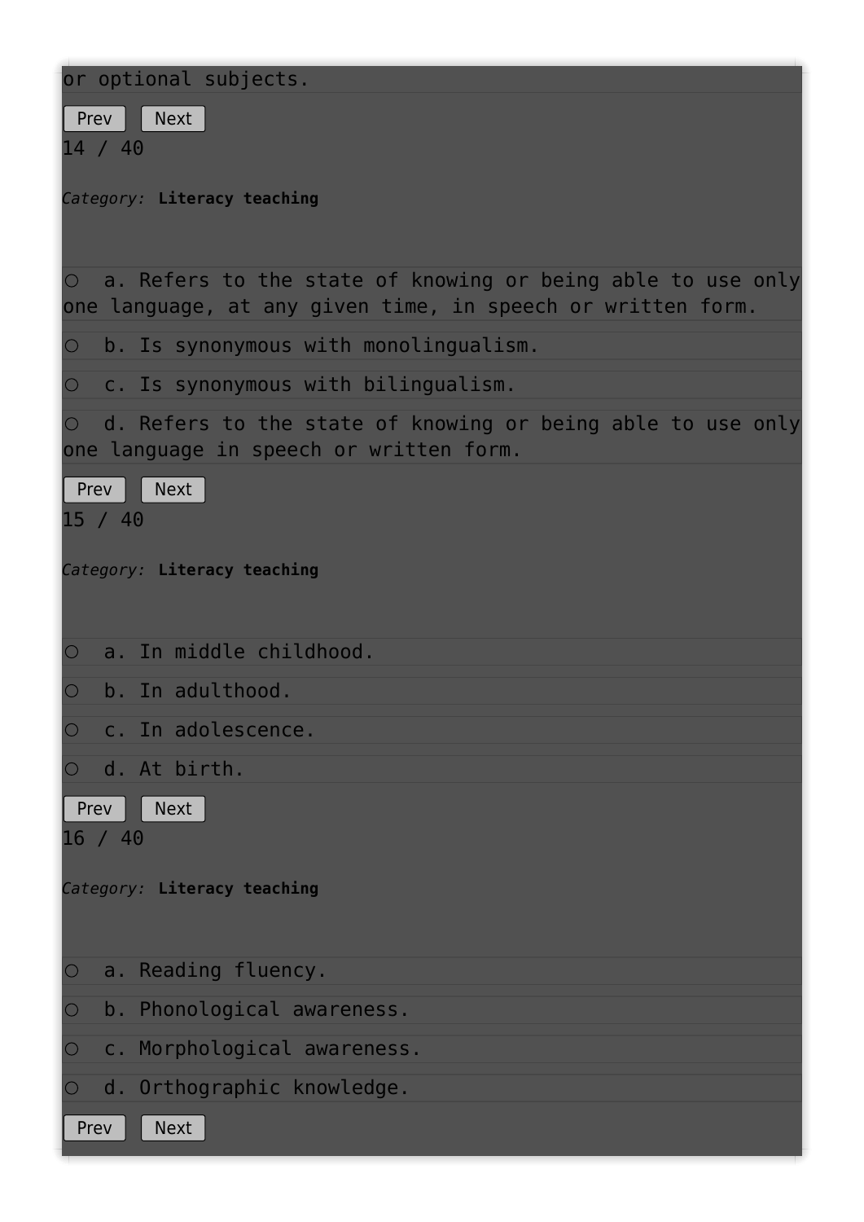or optional subjects.

Prev Next

14 / 40

*Category:* **Literacy teaching**

○ a. Refers to the state of knowing or being able to use only one language, at any given time, in speech or written form.

○ b. Is synonymous with monolingualism.

○ c. Is synonymous with bilingualism.

○ d. Refers to the state of knowing or being able to use only one language in speech or written form.

Prev Next

15 / 40

*Category:* **Literacy teaching**

○ a. In middle childhood.

○ b. In adulthood.

○ c. In adolescence.

○ d. At birth.

Prev Next

16 / 40

*Category:* **Literacy teaching**

○ a. Reading fluency.

○ b. Phonological awareness.

○ c. Morphological awareness.

○ d. Orthographic knowledge.

Prev Next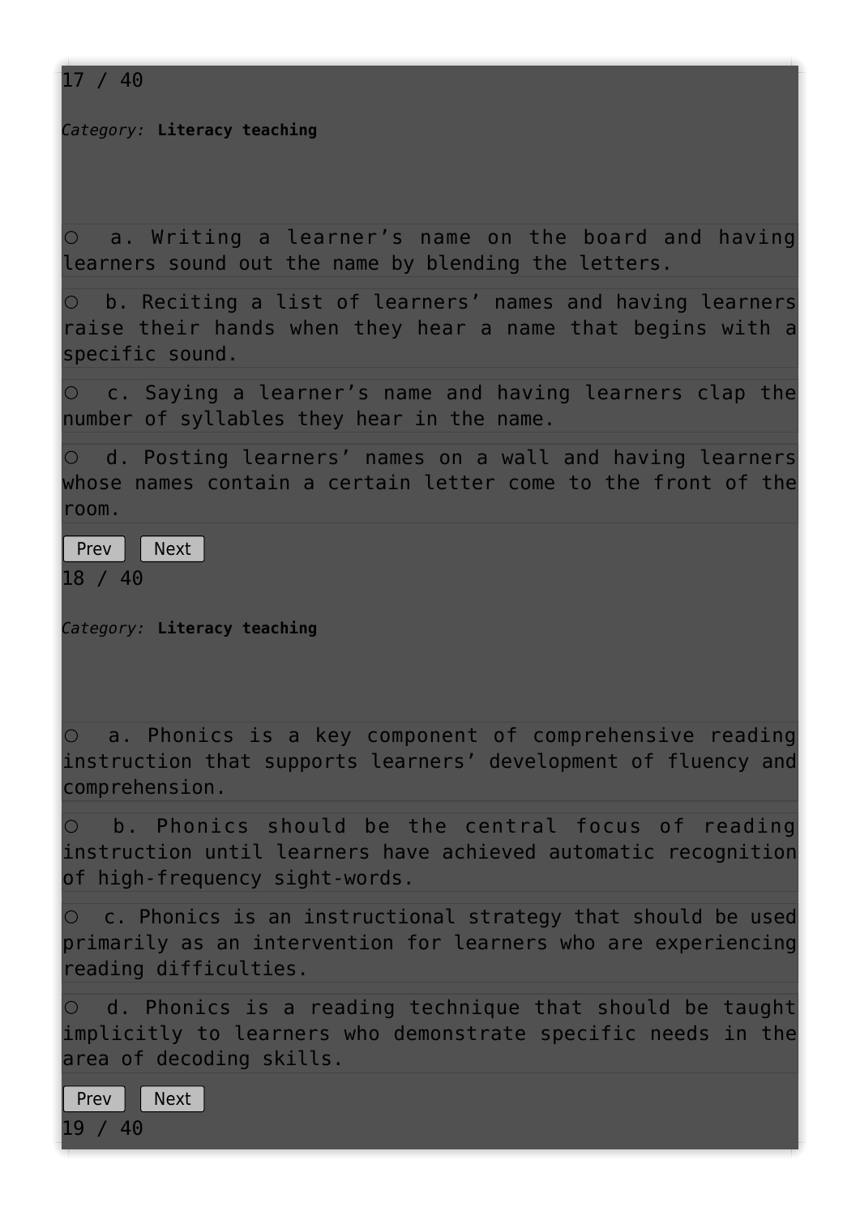17 / 40

*Category:* **Literacy teaching**

○ a. Writing a learner's name on the board and having learners sound out the name by blending the letters.

○ b. Reciting a list of learners' names and having learners raise their hands when they hear a name that begins with a specific sound.

○ c. Saying a learner's name and having learners clap the number of syllables they hear in the name.

○ d. Posting learners' names on a wall and having learners whose names contain a certain letter come to the front of the room.

Prev Next

18 / 40

*Category:* **Literacy teaching**

○ a. Phonics is a key component of comprehensive reading instruction that supports learners' development of fluency and comprehension.

○ b. Phonics should be the central focus of reading instruction until learners have achieved automatic recognition of high-frequency sight-words.

○ c. Phonics is an instructional strategy that should be used primarily as an intervention for learners who are experiencing reading difficulties.

○ d. Phonics is a reading technique that should be taught implicitly to learners who demonstrate specific needs in the area of decoding skills.

Prev Next

19 / 40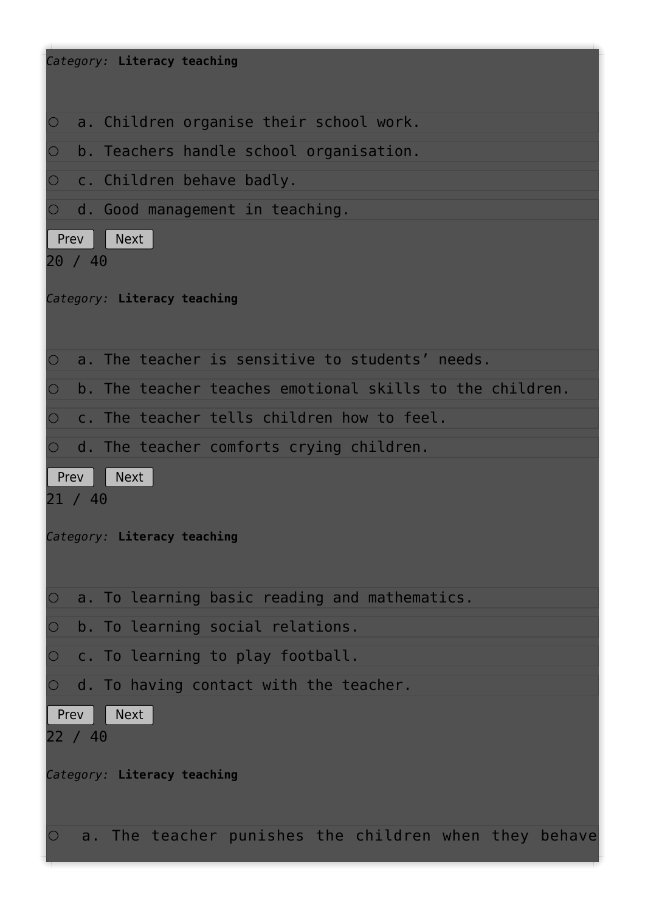*Category:* **Literacy teaching**

- a. Children organise their school work.
- b. Teachers handle school organisation.
- c. Children behave badly.
- d. Good management in teaching.

Prev Next

20 / 40

*Category:* **Literacy teaching**

- a. The teacher is sensitive to students' needs.
- b. The teacher teaches emotional skills to the children.
- c. The teacher tells children how to feel.
- d. The teacher comforts crying children.

Prev Next

21 / 40

*Category:* **Literacy teaching**

- a. To learning basic reading and mathematics.
- b. To learning social relations.
- c. To learning to play football.
- d. To having contact with the teacher.

Prev Next

22 / 40

*Category:* **Literacy teaching**

- a. The teacher punishes the children when they behave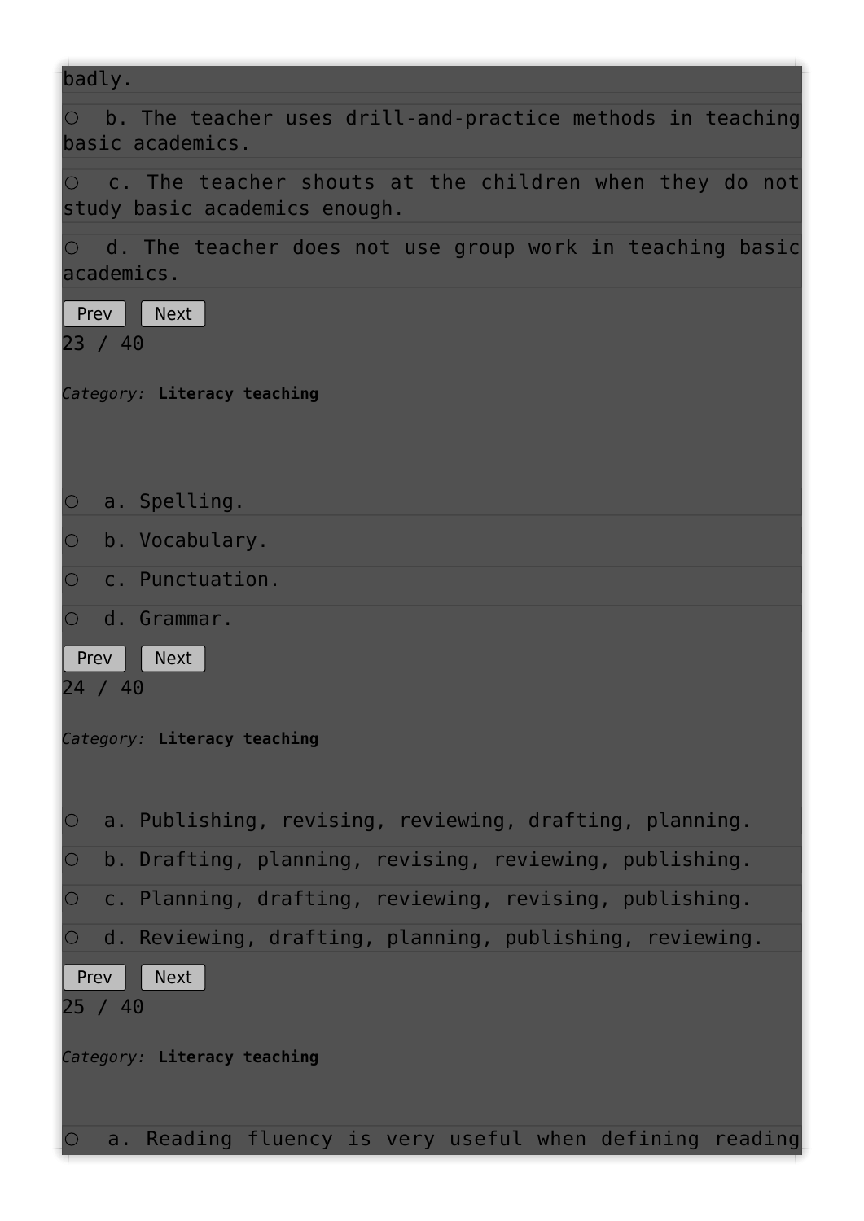badly.

○ b. The teacher uses drill-and-practice methods in teaching basic academics.

○ c. The teacher shouts at the children when they do not study basic academics enough.

○ d. The teacher does not use group work in teaching basic academics.

Prev Next

23 / 40

*Category:* **Literacy teaching**

○ a. Spelling.

○ b. Vocabulary.

○ c. Punctuation.

○ d. Grammar.

Prev Next

24 / 40

*Category:* **Literacy teaching**

○ a. Publishing, revising, reviewing, drafting, planning.

○ b. Drafting, planning, revising, reviewing, publishing.

○ c. Planning, drafting, reviewing, revising, publishing.

○ d. Reviewing, drafting, planning, publishing, reviewing.

Prev Next

25 / 40

*Category:* **Literacy teaching**

○ a. Reading fluency is very useful when defining reading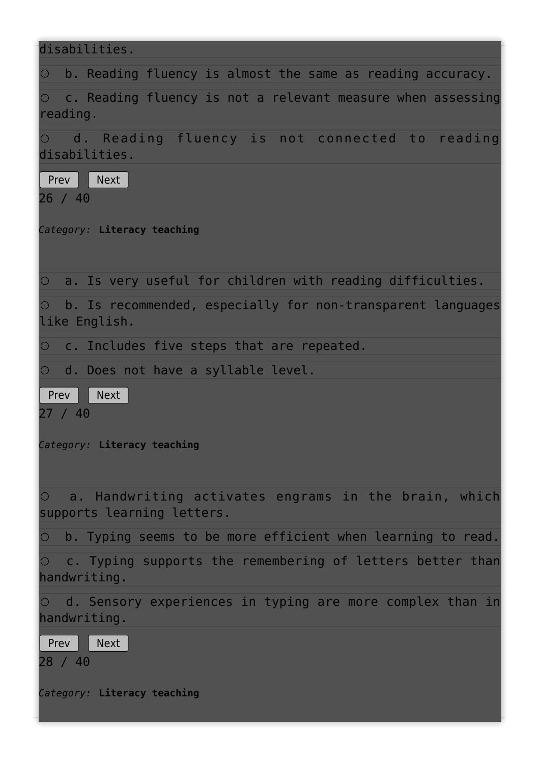disabilities.

○ b. Reading fluency is almost the same as reading accuracy.

○ c. Reading fluency is not a relevant measure when assessing reading.

○ d. Reading fluency is not connected to reading disabilities.

Prev Next

26 / 40

*Category:* **Literacy teaching**

○ a. Is very useful for children with reading difficulties.

○ b. Is recommended, especially for non-transparent languages like English.

○ c. Includes five steps that are repeated.

○ d. Does not have a syllable level.

Prev Next

27 / 40

*Category:* **Literacy teaching**

○ a. Handwriting activates engrams in the brain, which supports learning letters.

○ b. Typing seems to be more efficient when learning to read.

○ c. Typing supports the remembering of letters better than handwriting.

○ d. Sensory experiences in typing are more complex than in handwriting.

Prev Next

28 / 40

*Category:* **Literacy teaching**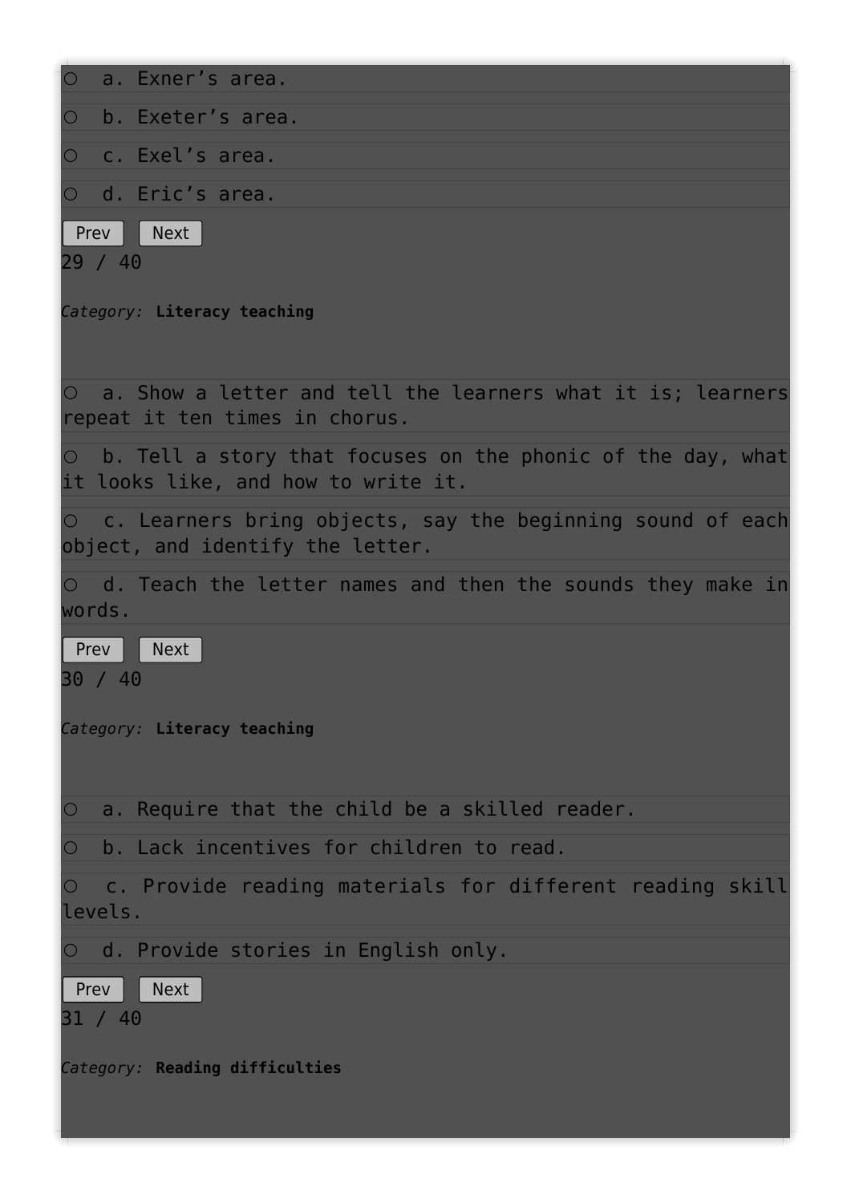○ a. Exner’s area.

○ b. Exeter’s area.

○ c. Exel’s area.

○ d. Eric’s area.

Prev Next

29 / 40

*Category:* **Literacy teaching**

○ a. Show a letter and tell the learners what it is; learners repeat it ten times in chorus.

○ b. Tell a story that focuses on the phonic of the day, what it looks like, and how to write it.

○ c. Learners bring objects, say the beginning sound of each object, and identify the letter.

○ d. Teach the letter names and then the sounds they make in words.

Prev Next

30 / 40

*Category:* **Literacy teaching**

○ a. Require that the child be a skilled reader.

○ b. Lack incentives for children to read.

○ c. Provide reading materials for different reading skill levels.

○ d. Provide stories in English only.

Prev Next

31 / 40

*Category:* **Reading difficulties**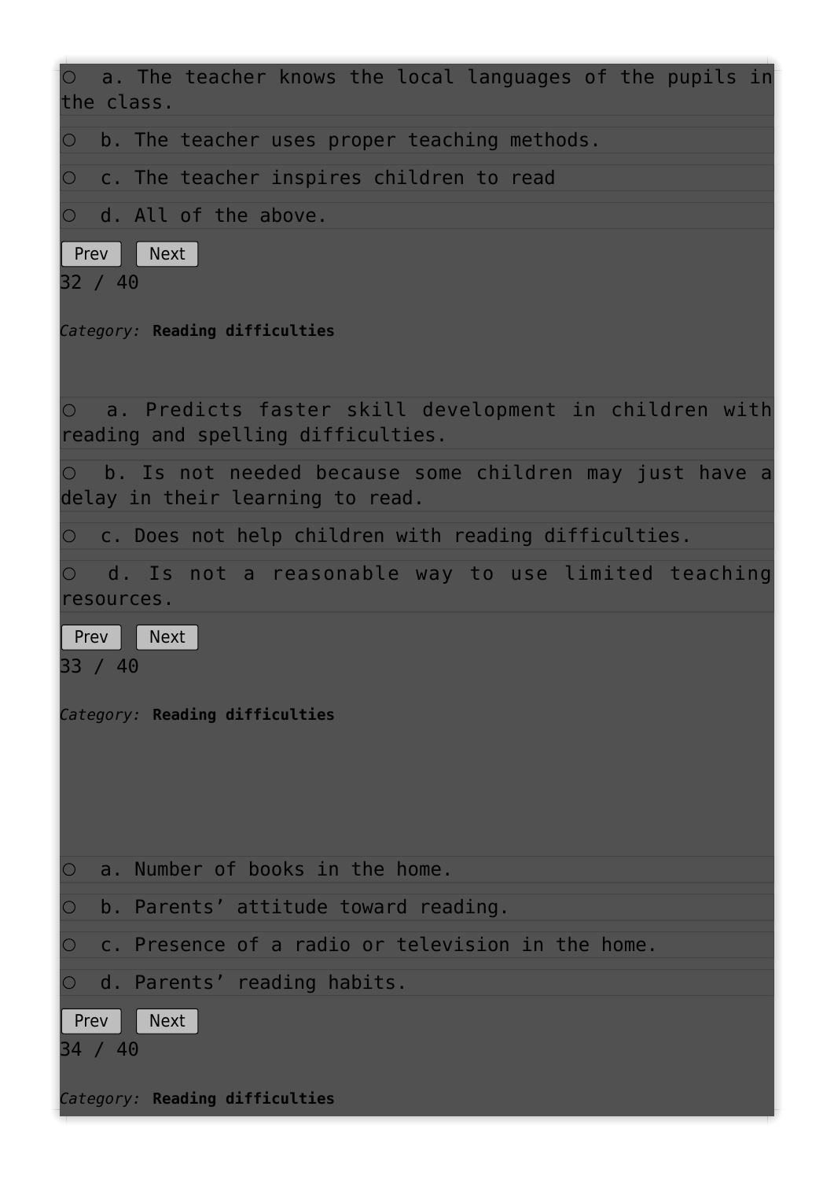○ a. The teacher knows the local languages of the pupils in the class.

○ b. The teacher uses proper teaching methods.

○ c. The teacher inspires children to read

○ d. All of the above.

Prev Next

32 / 40

*Category:* **Reading difficulties**

○ a. Predicts faster skill development in children with reading and spelling difficulties.

○ b. Is not needed because some children may just have a delay in their learning to read.

○ c. Does not help children with reading difficulties.

○ d. Is not a reasonable way to use limited teaching resources.

Prev Next

33 / 40

*Category:* **Reading difficulties**

○ a. Number of books in the home.

○ b. Parents' attitude toward reading.

○ c. Presence of a radio or television in the home.

○ d. Parents' reading habits.

Prev Next

34 / 40

*Category:* **Reading difficulties**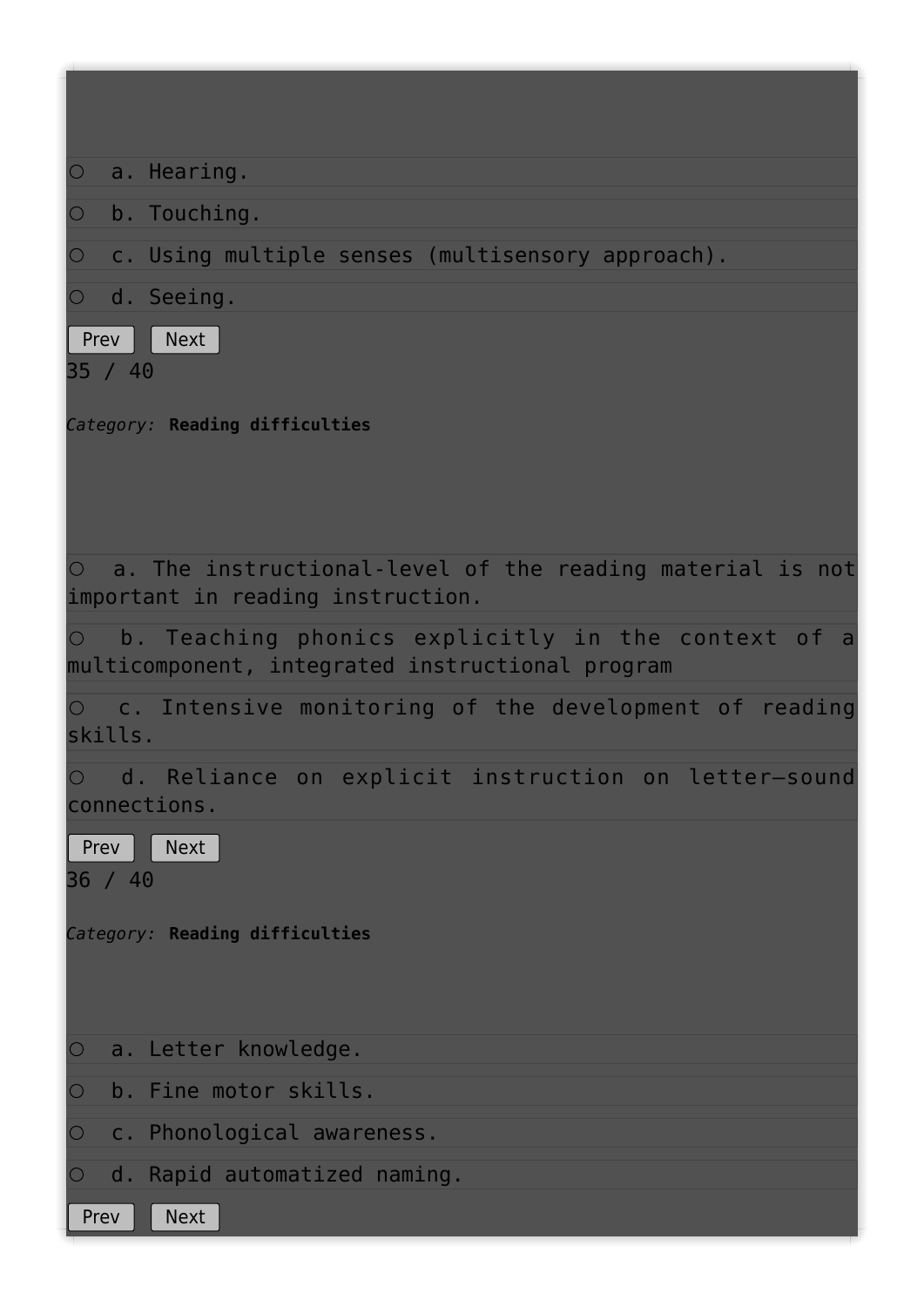○ a. Hearing.

○ b. Touching.

○ c. Using multiple senses (multisensory approach).

○ d. Seeing.

Prev Next

35 / 40

*Category:* **Reading difficulties**

○ a. The instructional-level of the reading material is not important in reading instruction.

○ b. Teaching phonics explicitly in the context of a multicomponent, integrated instructional program

○ c. Intensive monitoring of the development of reading skills.

○ d. Reliance on explicit instruction on letter–sound connections.

Prev Next

36 / 40

*Category:* **Reading difficulties**

○ a. Letter knowledge.

○ b. Fine motor skills.

○ c. Phonological awareness.

○ d. Rapid automatized naming.

Prev Next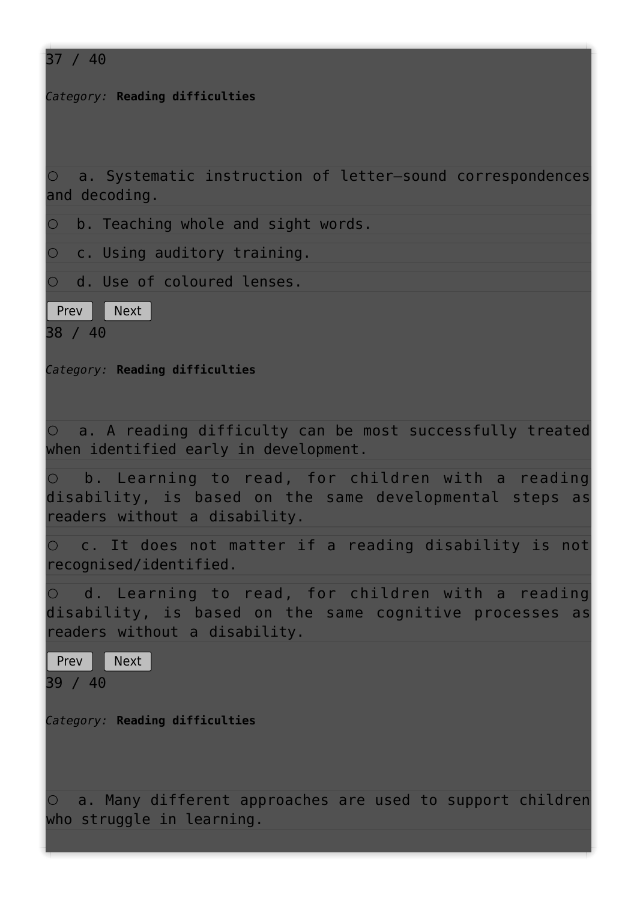37 / 40

*Category:* **Reading difficulties**

- ○ a. Systematic instruction of letter–sound correspondences and decoding.
- ○ b. Teaching whole and sight words.
- ○ c. Using auditory training.
- ○ d. Use of coloured lenses.

Prev Next

38 / 40

*Category:* **Reading difficulties**

- ○ a. A reading difficulty can be most successfully treated when identified early in development.
- ○ b. Learning to read, for children with a reading disability, is based on the same developmental steps as readers without a disability.
- ○ c. It does not matter if a reading disability is not recognised/identified.
- ○ d. Learning to read, for children with a reading disability, is based on the same cognitive processes as readers without a disability.

Prev Next

39 / 40

*Category:* **Reading difficulties**

- ○ a. Many different approaches are used to support children who struggle in learning.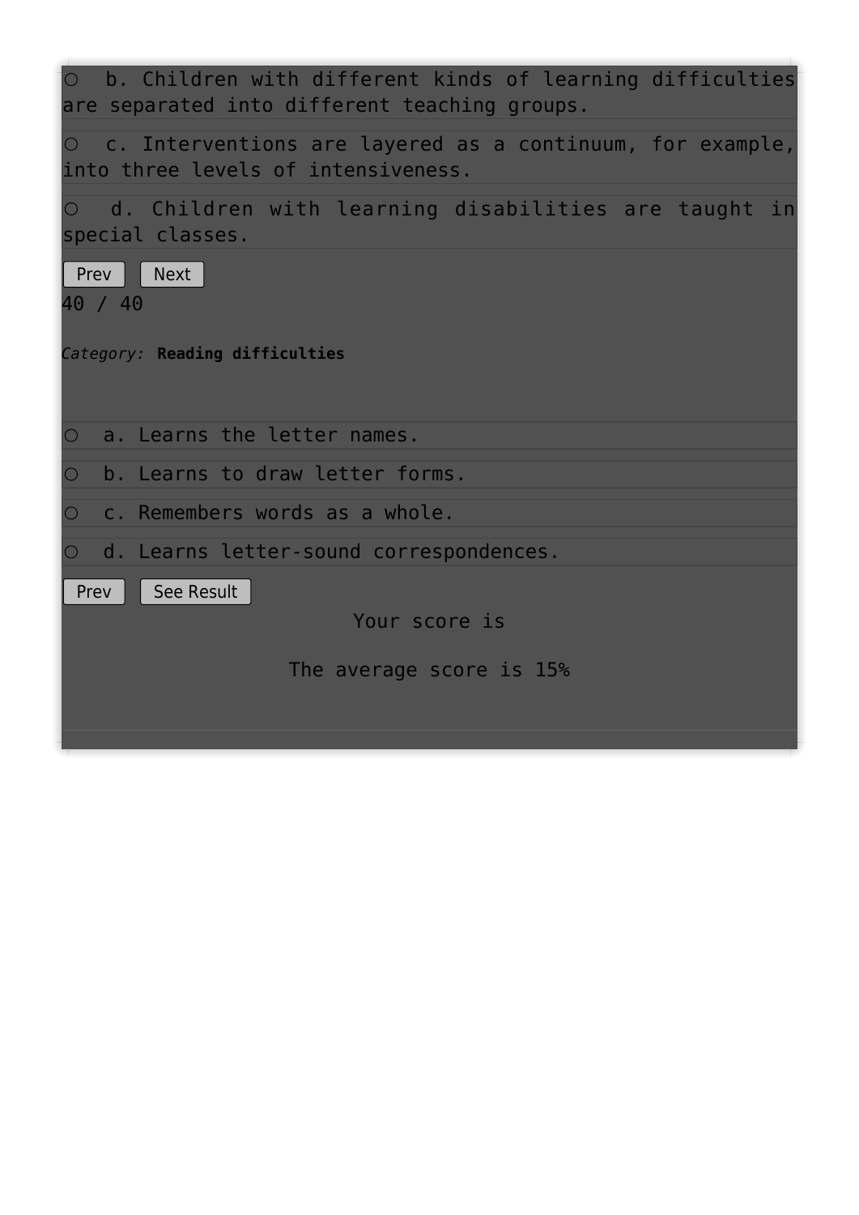○ b. Children with different kinds of learning difficulties are separated into different teaching groups.

○ c. Interventions are layered as a continuum, for example, into three levels of intensiveness.

○ d. Children with learning disabilities are taught in special classes.

Prev Next

40 / 40

*Category:* **Reading difficulties**

○ a. Learns the letter names.

○ b. Learns to draw letter forms.

○ c. Remembers words as a whole.

○ d. Learns letter-sound correspondences.

Prev See Result

Your score is

The average score is 15%